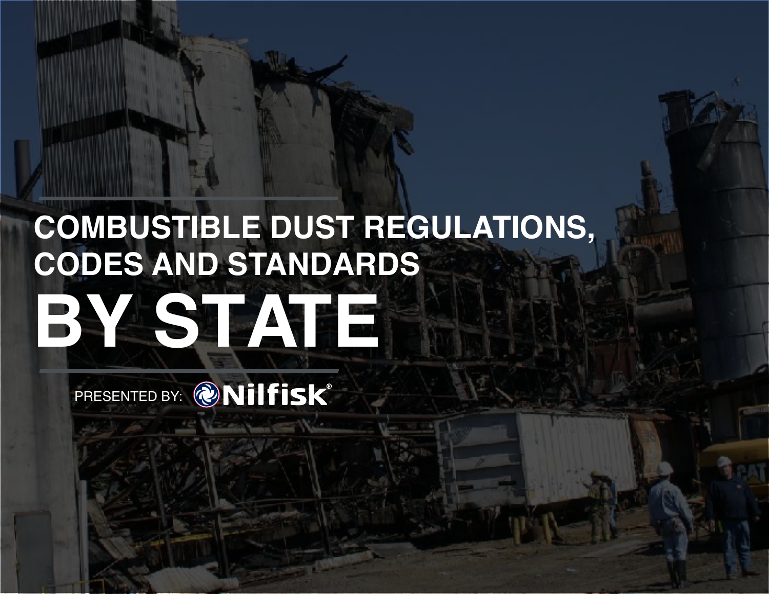# COMBUSTIBLE DUST REGULATIONS, CODES AND STANDARDS

# BY STATE

PRESENTED BY: Nilfisk®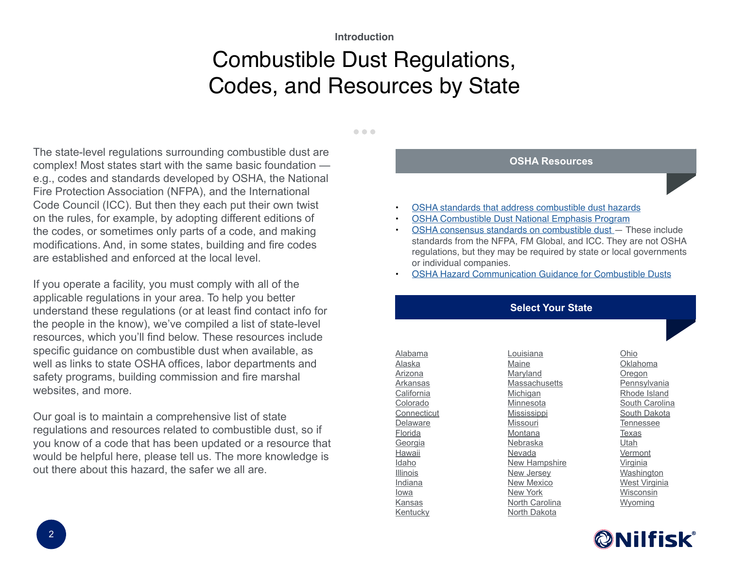Introduction

# Combustible Dust Regulations, Codes, and Resources by State

The state-level regulations surrounding combustible dust are complex! Most states start with the same basic foundation — e.g., codes and standards developed by OSHA, the National Fire Protection Association (NFPA), and the International Code Council (ICC). But then they each put their own twist on the rules, for example, by adopting different editions of the codes, or sometimes only parts of a code, and making modifications. And, in some states, building and fire codes are established and enforced at the local level.

If you operate a facility, you must comply with all of the applicable regulations in your area. To help you better understand these regulations (or at least find contact info for the people in the know), we've compiled a list of state-level resources, which you'll find below. These resources include specific guidance on combustible dust when available, as well as links to state OSHA offices, labor departments and safety programs, building commission and fire marshal websites, and more.

Our goal is to maintain a comprehensive list of state regulations and resources related to combustible dust, so if you know of a code that has been updated or a resource that would be helpful here, please tell us. The more knowledge is out there about this hazard, the safer we all are.

## OSHA Resources

- OSHA standards that address combustible dust hazards
- OSHA Combustible Dust National Emphasis Program
- OSHA consensus standards on combustible dust — These include standards from the NFPA, FM Global, and ICC. They are not OSHA regulations, but they may be required by state or local governments or individual companies.
- OSHA Hazard Communication Guidance for Combustible Dusts

## Select Your State

- Alabama
- Alaska
- Arizona
- Arkansas
- California
- Colorado
- Connecticut
- Delaware
- Florida
- Georgia
- Hawaii
- Idaho
- Illinois
- Indiana
- Iowa
- Kansas
- Kentucky
- Louisiana
- Maine
- Maryland
- Massachusetts
- Michigan
- Minnesota
- Mississippi
- Missouri
- Montana
- Nebraska
- Nevada
- New Hampshire
- New Jersey
- New Mexico
- New York
- North Carolina
- North Dakota
- Ohio
- Oklahoma
- Oregon
- Pennsylvania
- Rhode Island
- South Carolina
- South Dakota
- Tennessee
- Texas
- Utah
- Vermont
- Virginia
- Washington
- West Virginia
- Wisconsin
- Wyoming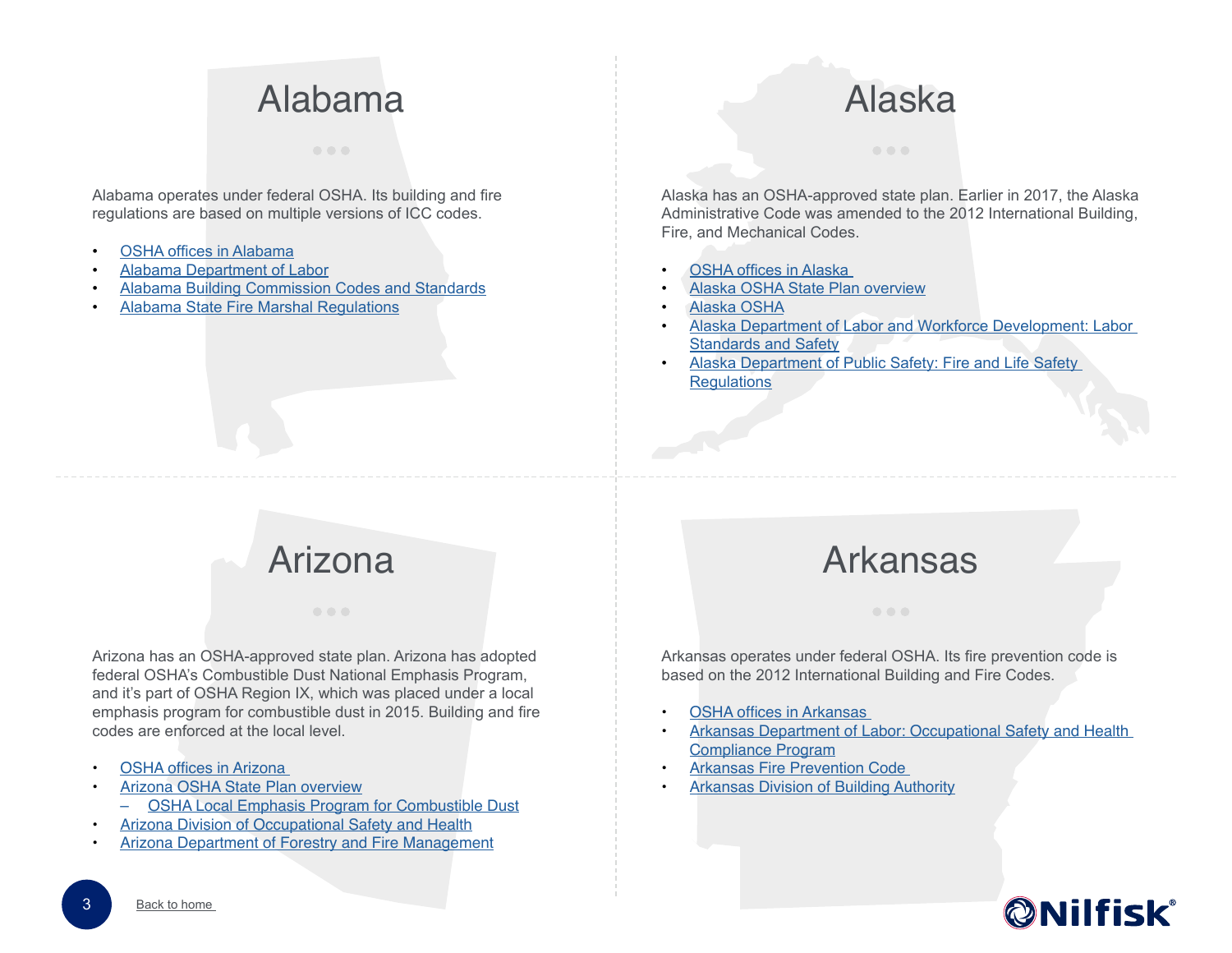## Alabama

Alabama operates under federal OSHA. Its building and fire regulations are based on multiple versions of ICC codes.

- OSHA offices in Alabama
- Alabama Department of Labor
- Alabama Building Commission Codes and Standards
- Alabama State Fire Marshal Regulations

## Alaska

Alaska has an OSHA-approved state plan. Earlier in 2017, the Alaska Administrative Code was amended to the 2012 International Building, Fire, and Mechanical Codes.

- OSHA offices in Alaska
- Alaska OSHA State Plan overview
- Alaska OSHA
- Alaska Department of Labor and Workforce Development: Labor Standards and Safety
- Alaska Department of Public Safety: Fire and Life Safety Regulations

## Arizona

Arizona has an OSHA-approved state plan. Arizona has adopted federal OSHA's Combustible Dust National Emphasis Program, and it's part of OSHA Region IX, which was placed under a local emphasis program for combustible dust in 2015. Building and fire codes are enforced at the local level.

- OSHA offices in Arizona
- Arizona OSHA State Plan overview
  - OSHA Local Emphasis Program for Combustible Dust
- Arizona Division of Occupational Safety and Health
- Arizona Department of Forestry and Fire Management

## Arkansas

Arkansas operates under federal OSHA. Its fire prevention code is based on the 2012 International Building and Fire Codes.

- OSHA offices in Arkansas
- Arkansas Department of Labor: Occupational Safety and Health Compliance Program
- Arkansas Fire Prevention Code
- Arkansas Division of Building Authority

Back to home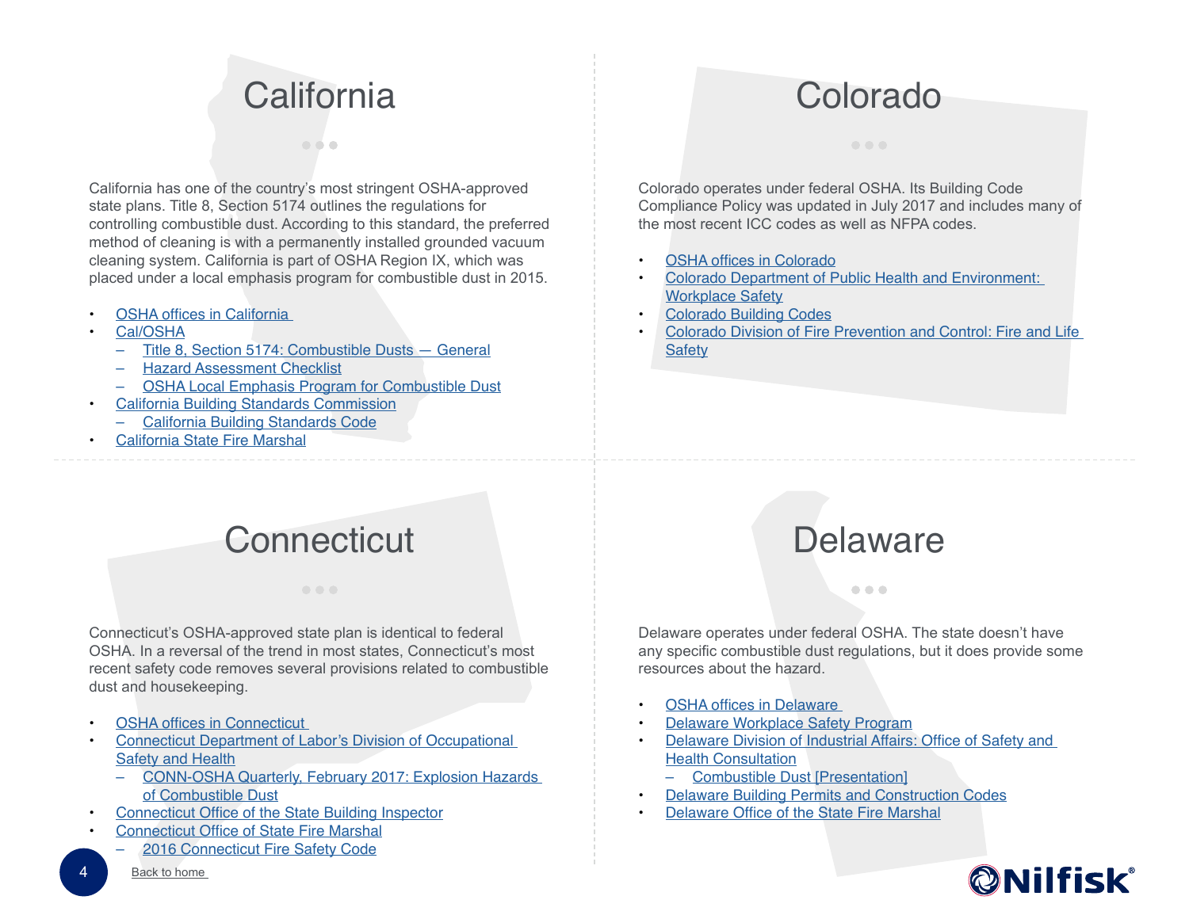# California

California has one of the country's most stringent OSHA-approved state plans. Title 8, Section 5174 outlines the regulations for controlling combustible dust. According to this standard, the preferred method of cleaning is with a permanently installed grounded vacuum cleaning system. California is part of OSHA Region IX, which was placed under a local emphasis program for combustible dust in 2015.

- OSHA offices in California
- Cal/OSHA
  - Title 8, Section 5174: Combustible Dusts — General
  - Hazard Assessment Checklist
  - OSHA Local Emphasis Program for Combustible Dust
- California Building Standards Commission
  - California Building Standards Code
- California State Fire Marshal

# Colorado

Colorado operates under federal OSHA. Its Building Code Compliance Policy was updated in July 2017 and includes many of the most recent ICC codes as well as NFPA codes.

- OSHA offices in Colorado
- Colorado Department of Public Health and Environment: Workplace Safety
- Colorado Building Codes
- Colorado Division of Fire Prevention and Control: Fire and Life Safety

# Connecticut

Connecticut's OSHA-approved state plan is identical to federal OSHA. In a reversal of the trend in most states, Connecticut's most recent safety code removes several provisions related to combustible dust and housekeeping.

- OSHA offices in Connecticut
- Connecticut Department of Labor's Division of Occupational Safety and Health
  - CONN-OSHA Quarterly, February 2017: Explosion Hazards of Combustible Dust
- Connecticut Office of the State Building Inspector
- Connecticut Office of State Fire Marshal
  - 2016 Connecticut Fire Safety Code

# Delaware

Delaware operates under federal OSHA. The state doesn't have any specific combustible dust regulations, but it does provide some resources about the hazard.

- OSHA offices in Delaware
- Delaware Workplace Safety Program
- Delaware Division of Industrial Affairs: Office of Safety and Health Consultation
  - Combustible Dust [Presentation]
- Delaware Building Permits and Construction Codes
- Delaware Office of the State Fire Marshal

Back to home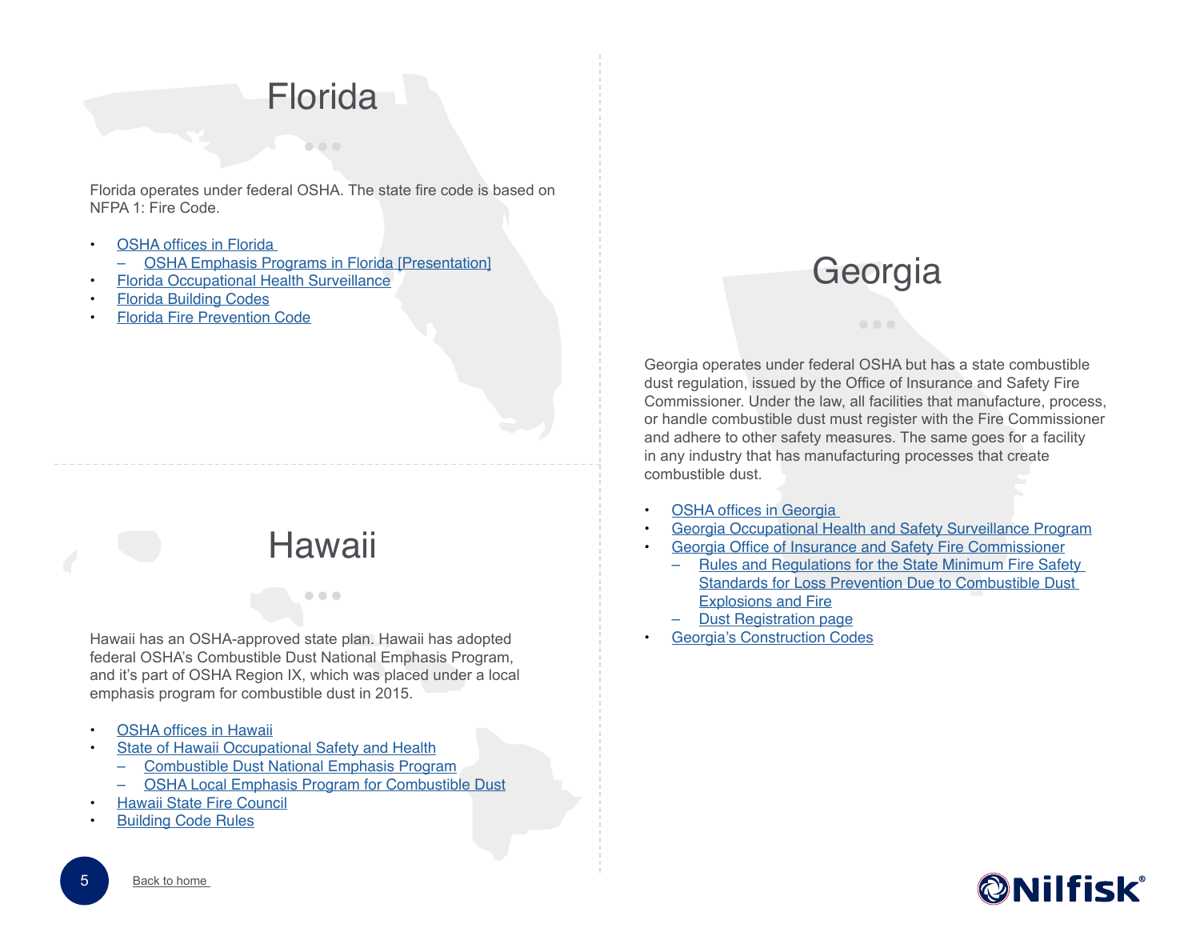## Florida

Florida operates under federal OSHA. The state fire code is based on NFPA 1: Fire Code.

- OSHA offices in Florida
  - OSHA Emphasis Programs in Florida [Presentation]
- Florida Occupational Health Surveillance
- Florida Building Codes
- Florida Fire Prevention Code

## Hawaii

Hawaii has an OSHA-approved state plan. Hawaii has adopted federal OSHA's Combustible Dust National Emphasis Program, and it's part of OSHA Region IX, which was placed under a local emphasis program for combustible dust in 2015.

- OSHA offices in Hawaii
- State of Hawaii Occupational Safety and Health
  - Combustible Dust National Emphasis Program
  - OSHA Local Emphasis Program for Combustible Dust
- Hawaii State Fire Council
- Building Code Rules

## Georgia

Georgia operates under federal OSHA but has a state combustible dust regulation, issued by the Office of Insurance and Safety Fire Commissioner. Under the law, all facilities that manufacture, process, or handle combustible dust must register with the Fire Commissioner and adhere to other safety measures. The same goes for a facility in any industry that has manufacturing processes that create combustible dust.

- OSHA offices in Georgia
- Georgia Occupational Health and Safety Surveillance Program
- Georgia Office of Insurance and Safety Fire Commissioner
  - Rules and Regulations for the State Minimum Fire Safety Standards for Loss Prevention Due to Combustible Dust Explosions and Fire
  - Dust Registration page
- Georgia's Construction Codes

Back to home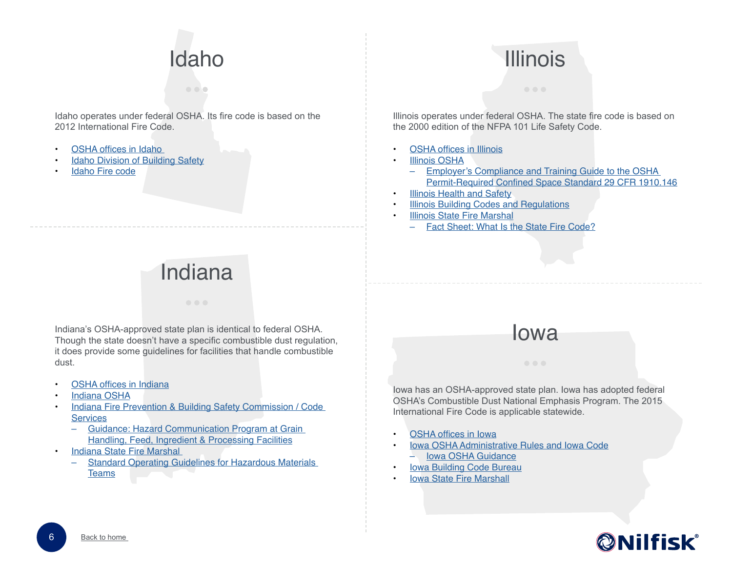## Idaho

Idaho operates under federal OSHA. Its fire code is based on the 2012 International Fire Code.

- OSHA offices in Idaho
- Idaho Division of Building Safety
- Idaho Fire code

## Illinois

Illinois operates under federal OSHA. The state fire code is based on the 2000 edition of the NFPA 101 Life Safety Code.

- OSHA offices in Illinois
- Illinois OSHA
  - Employer's Compliance and Training Guide to the OSHA Permit-Required Confined Space Standard 29 CFR 1910.146
- Illinois Health and Safety
- Illinois Building Codes and Regulations
- Illinois State Fire Marshal
  - Fact Sheet: What Is the State Fire Code?

## Indiana

Indiana's OSHA-approved state plan is identical to federal OSHA. Though the state doesn't have a specific combustible dust regulation, it does provide some guidelines for facilities that handle combustible dust.

- OSHA offices in Indiana
- Indiana OSHA
- Indiana Fire Prevention & Building Safety Commission / Code Services
  - Guidance: Hazard Communication Program at Grain Handling, Feed, Ingredient & Processing Facilities
- Indiana State Fire Marshal
  - Standard Operating Guidelines for Hazardous Materials Teams

## Iowa

Iowa has an OSHA-approved state plan. Iowa has adopted federal OSHA's Combustible Dust National Emphasis Program. The 2015 International Fire Code is applicable statewide.

- OSHA offices in Iowa
- Iowa OSHA Administrative Rules and Iowa Code
  - Iowa OSHA Guidance
- Iowa Building Code Bureau
- Iowa State Fire Marshall

Back to home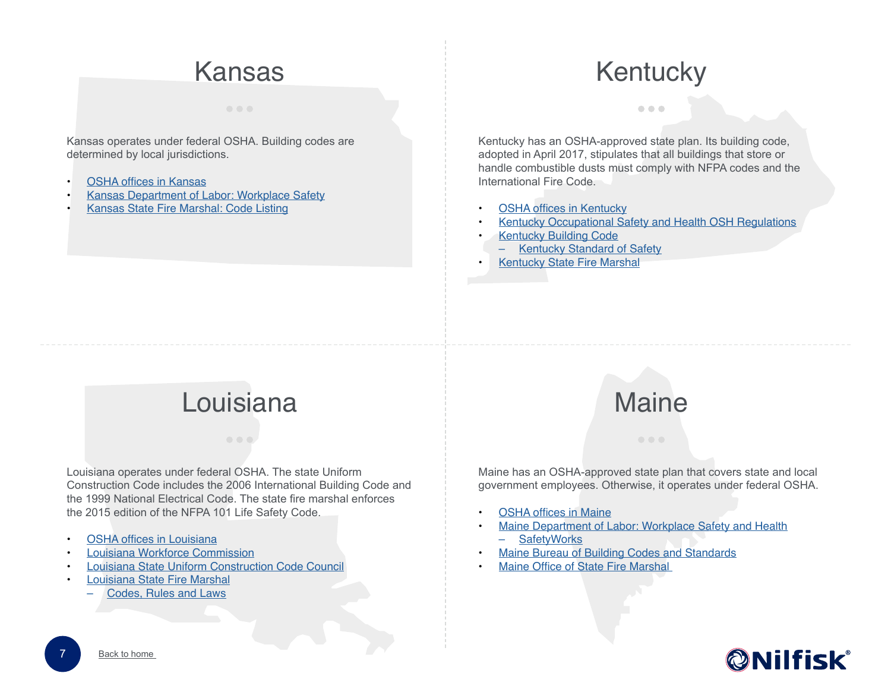## Kansas

Kansas operates under federal OSHA. Building codes are determined by local jurisdictions.

- OSHA offices in Kansas
- Kansas Department of Labor: Workplace Safety
- Kansas State Fire Marshal: Code Listing

## Kentucky

Kentucky has an OSHA-approved state plan. Its building code, adopted in April 2017, stipulates that all buildings that store or handle combustible dusts must comply with NFPA codes and the International Fire Code.

- OSHA offices in Kentucky
- Kentucky Occupational Safety and Health OSH Regulations
- Kentucky Building Code
  - Kentucky Standard of Safety
- Kentucky State Fire Marshal

## Louisiana

Louisiana operates under federal OSHA. The state Uniform Construction Code includes the 2006 International Building Code and the 1999 National Electrical Code. The state fire marshal enforces the 2015 edition of the NFPA 101 Life Safety Code.

- OSHA offices in Louisiana
- Louisiana Workforce Commission
- Louisiana State Uniform Construction Code Council
- Louisiana State Fire Marshal
  - Codes, Rules and Laws

## Maine

Maine has an OSHA-approved state plan that covers state and local government employees. Otherwise, it operates under federal OSHA.

- OSHA offices in Maine
- Maine Department of Labor: Workplace Safety and Health
  - SafetyWorks
- Maine Bureau of Building Codes and Standards
- Maine Office of State Fire Marshal

Back to home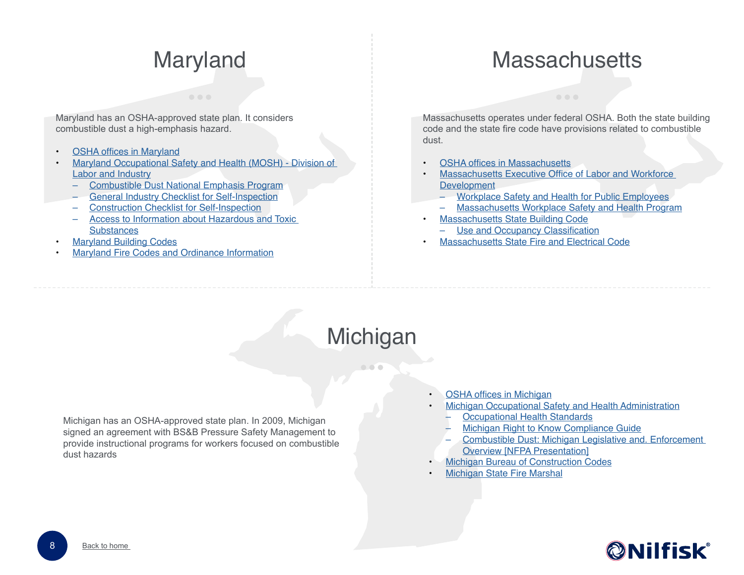## Maryland

Maryland has an OSHA-approved state plan. It considers combustible dust a high-emphasis hazard.

- OSHA offices in Maryland
- Maryland Occupational Safety and Health (MOSH) - Division of Labor and Industry
  - Combustible Dust National Emphasis Program
  - General Industry Checklist for Self-Inspection
  - Construction Checklist for Self-Inspection
  - Access to Information about Hazardous and Toxic Substances
- Maryland Building Codes
- Maryland Fire Codes and Ordinance Information

## Massachusetts

Massachusetts operates under federal OSHA. Both the state building code and the state fire code have provisions related to combustible dust.

- OSHA offices in Massachusetts
- Massachusetts Executive Office of Labor and Workforce Development
  - Workplace Safety and Health for Public Employees
  - Massachusetts Workplace Safety and Health Program
- Massachusetts State Building Code
  - Use and Occupancy Classification
- Massachusetts State Fire and Electrical Code

## Michigan

Michigan has an OSHA-approved state plan. In 2009, Michigan signed an agreement with BS&B Pressure Safety Management to provide instructional programs for workers focused on combustible dust hazards

- OSHA offices in Michigan
- Michigan Occupational Safety and Health Administration
  - Occupational Health Standards
  - Michigan Right to Know Compliance Guide
  - Combustible Dust: Michigan Legislative and. Enforcement Overview [NFPA Presentation]
- Michigan Bureau of Construction Codes
- Michigan State Fire Marshal

Back to home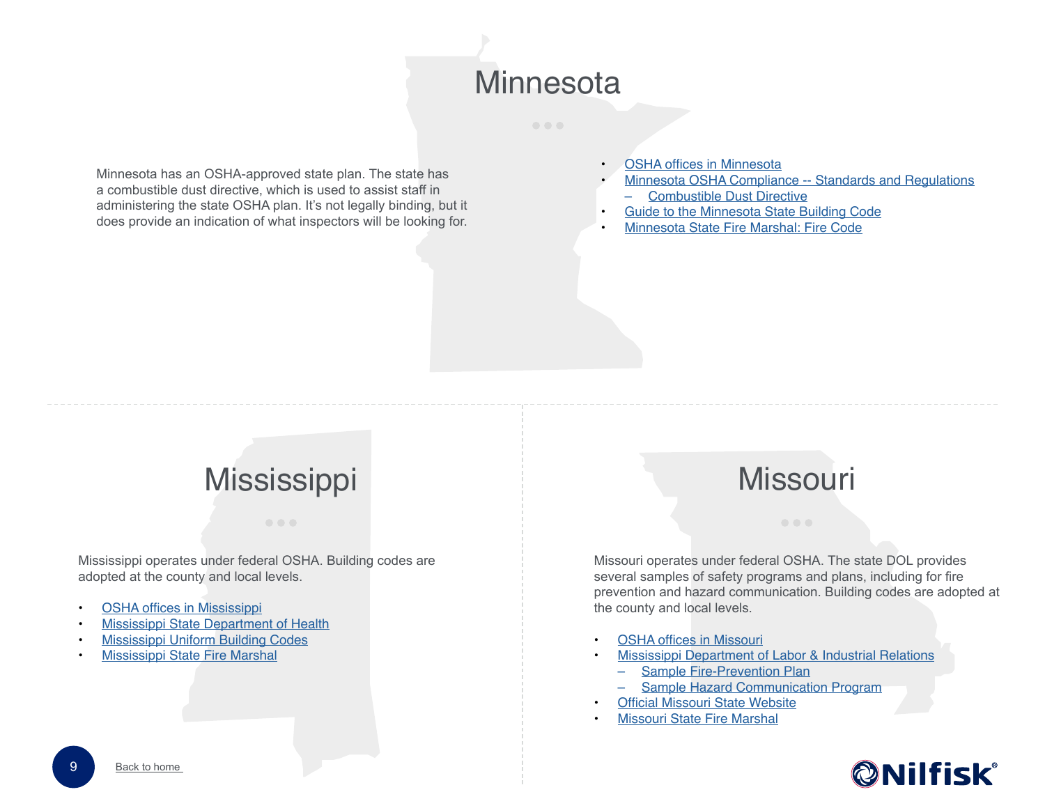# Minnesota

Minnesota has an OSHA-approved state plan. The state has a combustible dust directive, which is used to assist staff in administering the state OSHA plan. It's not legally binding, but it does provide an indication of what inspectors will be looking for.

- OSHA offices in Minnesota
- Minnesota OSHA Compliance -- Standards and Regulations
  - Combustible Dust Directive
- Guide to the Minnesota State Building Code
- Minnesota State Fire Marshal: Fire Code

# Mississippi

Mississippi operates under federal OSHA. Building codes are adopted at the county and local levels.

- OSHA offices in Mississippi
- Mississippi State Department of Health
- Mississippi Uniform Building Codes
- Mississippi State Fire Marshal

# Missouri

Missouri operates under federal OSHA. The state DOL provides several samples of safety programs and plans, including for fire prevention and hazard communication. Building codes are adopted at the county and local levels.

- OSHA offices in Missouri
- Mississippi Department of Labor & Industrial Relations
  - Sample Fire-Prevention Plan
  - Sample Hazard Communication Program
- Official Missouri State Website
- Missouri State Fire Marshal

Back to home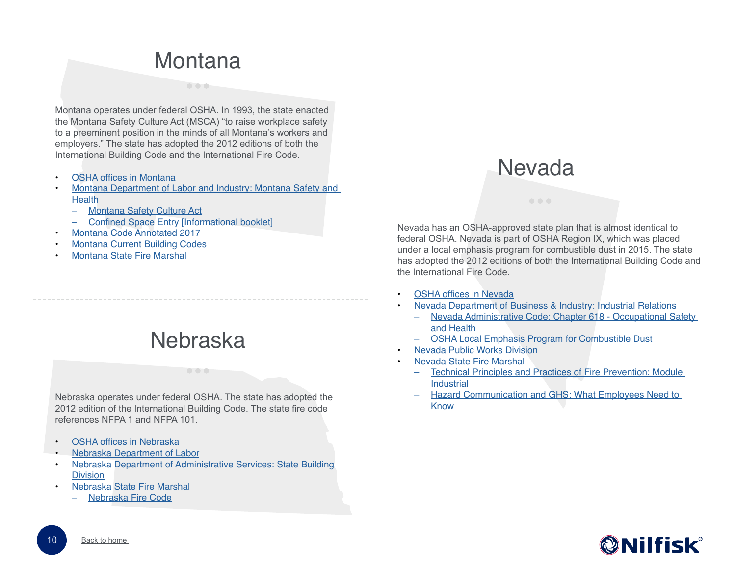# Montana

Montana operates under federal OSHA. In 1993, the state enacted the Montana Safety Culture Act (MSCA) "to raise workplace safety to a preeminent position in the minds of all Montana's workers and employers." The state has adopted the 2012 editions of both the International Building Code and the International Fire Code.

- OSHA offices in Montana
- Montana Department of Labor and Industry: Montana Safety and Health
  - Montana Safety Culture Act
  - Confined Space Entry [Informational booklet]
- Montana Code Annotated 2017
- Montana Current Building Codes
- Montana State Fire Marshal

# Nebraska

Nebraska operates under federal OSHA. The state has adopted the 2012 edition of the International Building Code. The state fire code references NFPA 1 and NFPA 101.

- OSHA offices in Nebraska
- Nebraska Department of Labor
- Nebraska Department of Administrative Services: State Building Division
- Nebraska State Fire Marshal
  - Nebraska Fire Code

# Nevada

Nevada has an OSHA-approved state plan that is almost identical to federal OSHA. Nevada is part of OSHA Region IX, which was placed under a local emphasis program for combustible dust in 2015. The state has adopted the 2012 editions of both the International Building Code and the International Fire Code.

- OSHA offices in Nevada
- Nevada Department of Business & Industry: Industrial Relations
  - Nevada Administrative Code: Chapter 618 - Occupational Safety and Health
  - OSHA Local Emphasis Program for Combustible Dust
- Nevada Public Works Division
- Nevada State Fire Marshal
  - Technical Principles and Practices of Fire Prevention: Module Industrial
  - Hazard Communication and GHS: What Employees Need to Know

Back to home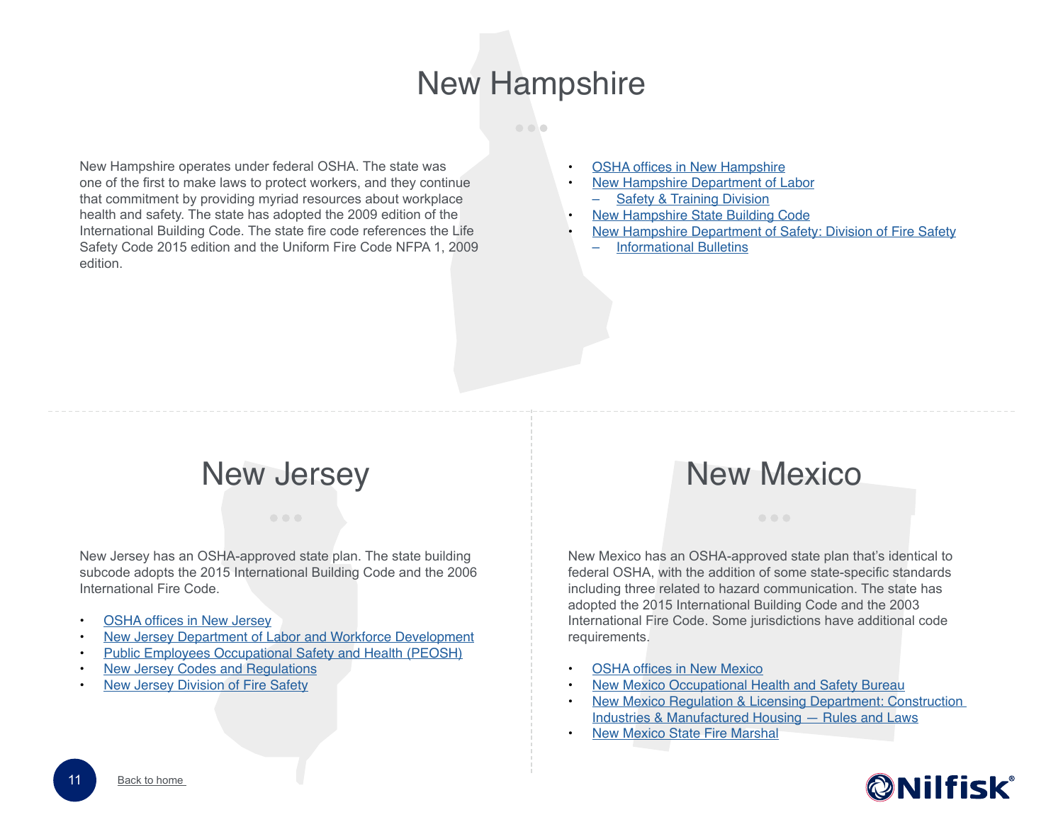# New Hampshire

New Hampshire operates under federal OSHA. The state was one of the first to make laws to protect workers, and they continue that commitment by providing myriad resources about workplace health and safety. The state has adopted the 2009 edition of the International Building Code. The state fire code references the Life Safety Code 2015 edition and the Uniform Fire Code NFPA 1, 2009 edition.

- OSHA offices in New Hampshire
- New Hampshire Department of Labor
  - Safety & Training Division
- New Hampshire State Building Code
- New Hampshire Department of Safety: Division of Fire Safety
  - Informational Bulletins

# New Jersey

New Jersey has an OSHA-approved state plan. The state building subcode adopts the 2015 International Building Code and the 2006 International Fire Code.

- OSHA offices in New Jersey
- New Jersey Department of Labor and Workforce Development
- Public Employees Occupational Safety and Health (PEOSH)
- New Jersey Codes and Regulations
- New Jersey Division of Fire Safety

# New Mexico

New Mexico has an OSHA-approved state plan that's identical to federal OSHA, with the addition of some state-specific standards including three related to hazard communication. The state has adopted the 2015 International Building Code and the 2003 International Fire Code. Some jurisdictions have additional code requirements.

- OSHA offices in New Mexico
- New Mexico Occupational Health and Safety Bureau
- New Mexico Regulation & Licensing Department: Construction Industries & Manufactured Housing — Rules and Laws
- New Mexico State Fire Marshal

Back to home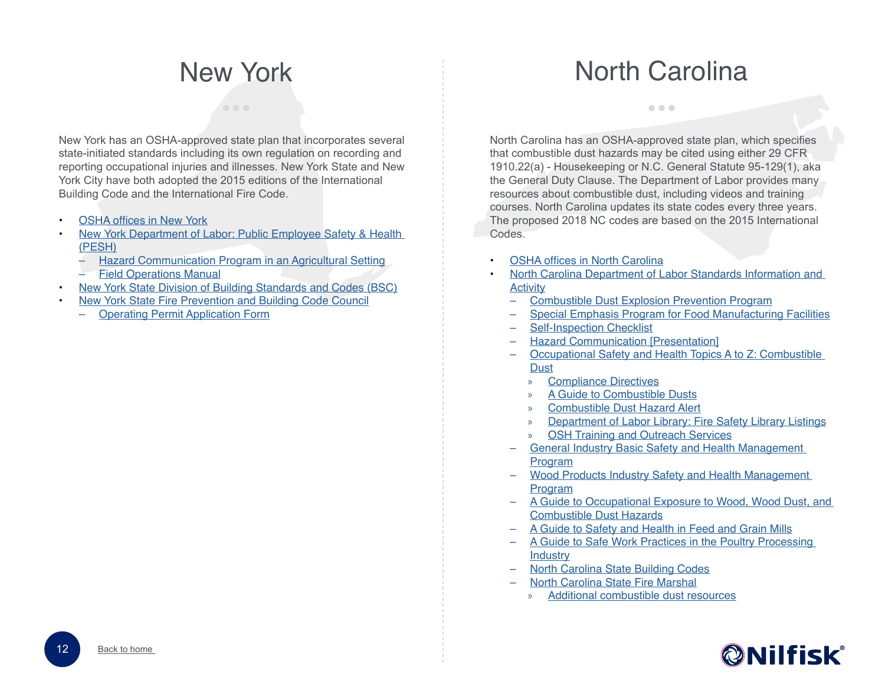# New York

New York has an OSHA-approved state plan that incorporates several state-initiated standards including its own regulation on recording and reporting occupational injuries and illnesses. New York State and New York City have both adopted the 2015 editions of the International Building Code and the International Fire Code.

- OSHA offices in New York
- New York Department of Labor: Public Employee Safety & Health (PESH)
  - Hazard Communication Program in an Agricultural Setting
  - Field Operations Manual
- New York State Division of Building Standards and Codes (BSC)
- New York State Fire Prevention and Building Code Council
  - Operating Permit Application Form

# North Carolina

North Carolina has an OSHA-approved state plan, which specifies that combustible dust hazards may be cited using either 29 CFR 1910.22(a) - Housekeeping or N.C. General Statute 95-129(1), aka the General Duty Clause. The Department of Labor provides many resources about combustible dust, including videos and training courses. North Carolina updates its state codes every three years. The proposed 2018 NC codes are based on the 2015 International Codes.

- OSHA offices in North Carolina
- North Carolina Department of Labor Standards Information and Activity
  - Combustible Dust Explosion Prevention Program
  - Special Emphasis Program for Food Manufacturing Facilities
  - Self-Inspection Checklist
  - Hazard Communication [Presentation]
  - Occupational Safety and Health Topics A to Z: Combustible Dust
    - Compliance Directives
    - A Guide to Combustible Dusts
    - Combustible Dust Hazard Alert
    - Department of Labor Library: Fire Safety Library Listings
    - OSH Training and Outreach Services
  - General Industry Basic Safety and Health Management Program
  - Wood Products Industry Safety and Health Management Program
  - A Guide to Occupational Exposure to Wood, Wood Dust, and Combustible Dust Hazards
  - A Guide to Safety and Health in Feed and Grain Mills
  - A Guide to Safe Work Practices in the Poultry Processing Industry
  - North Carolina State Building Codes
  - North Carolina State Fire Marshal
    - Additional combustible dust resources

Back to home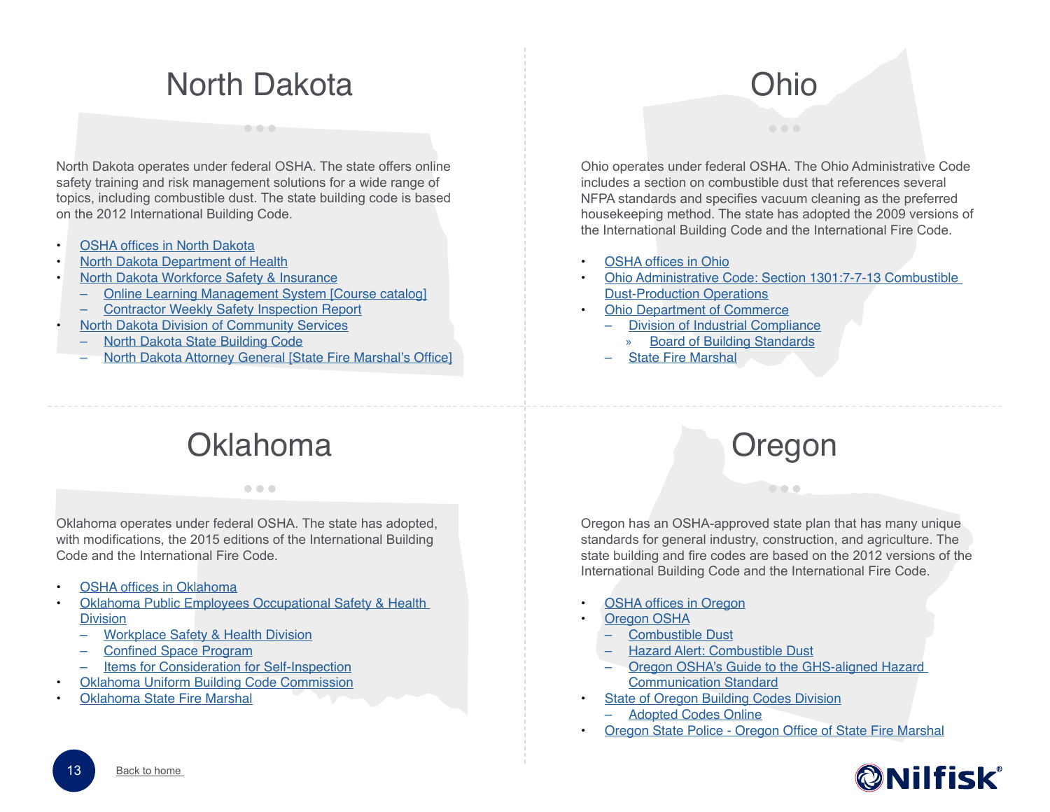# North Dakota

North Dakota operates under federal OSHA. The state offers online safety training and risk management solutions for a wide range of topics, including combustible dust. The state building code is based on the 2012 International Building Code.

- OSHA offices in North Dakota
- North Dakota Department of Health
- North Dakota Workforce Safety & Insurance
  - Online Learning Management System [Course catalog]
  - Contractor Weekly Safety Inspection Report
- North Dakota Division of Community Services
  - North Dakota State Building Code
  - North Dakota Attorney General [State Fire Marshal's Office]

# Ohio

Ohio operates under federal OSHA. The Ohio Administrative Code includes a section on combustible dust that references several NFPA standards and specifies vacuum cleaning as the preferred housekeeping method. The state has adopted the 2009 versions of the International Building Code and the International Fire Code.

- OSHA offices in Ohio
- Ohio Administrative Code: Section 1301:7-7-13 Combustible Dust-Production Operations
- Ohio Department of Commerce
  - Division of Industrial Compliance
    - Board of Building Standards
  - State Fire Marshal

# Oklahoma

Oklahoma operates under federal OSHA. The state has adopted, with modifications, the 2015 editions of the International Building Code and the International Fire Code.

- OSHA offices in Oklahoma
- Oklahoma Public Employees Occupational Safety & Health Division
  - Workplace Safety & Health Division
  - Confined Space Program
  - Items for Consideration for Self-Inspection
- Oklahoma Uniform Building Code Commission
- Oklahoma State Fire Marshal

# Oregon

Oregon has an OSHA-approved state plan that has many unique standards for general industry, construction, and agriculture. The state building and fire codes are based on the 2012 versions of the International Building Code and the International Fire Code.

- OSHA offices in Oregon
- Oregon OSHA
  - Combustible Dust
  - Hazard Alert: Combustible Dust
  - Oregon OSHA's Guide to the GHS-aligned Hazard Communication Standard
- State of Oregon Building Codes Division
  - Adopted Codes Online
- Oregon State Police - Oregon Office of State Fire Marshal

Back to home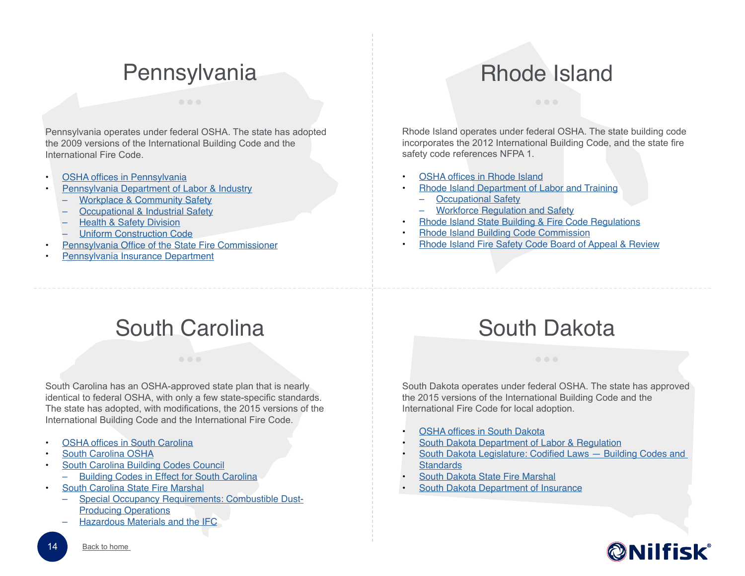# Pennsylvania

Pennsylvania operates under federal OSHA. The state has adopted the 2009 versions of the International Building Code and the International Fire Code.

- OSHA offices in Pennsylvania
- Pennsylvania Department of Labor & Industry
  - Workplace & Community Safety
  - Occupational & Industrial Safety
  - Health & Safety Division
  - Uniform Construction Code
- Pennsylvania Office of the State Fire Commissioner
- Pennsylvania Insurance Department

# Rhode Island

Rhode Island operates under federal OSHA. The state building code incorporates the 2012 International Building Code, and the state fire safety code references NFPA 1.

- OSHA offices in Rhode Island
- Rhode Island Department of Labor and Training
  - Occupational Safety
  - Workforce Regulation and Safety
- Rhode Island State Building & Fire Code Regulations
- Rhode Island Building Code Commission
- Rhode Island Fire Safety Code Board of Appeal & Review

# South Carolina

South Carolina has an OSHA-approved state plan that is nearly identical to federal OSHA, with only a few state-specific standards. The state has adopted, with modifications, the 2015 versions of the International Building Code and the International Fire Code.

- OSHA offices in South Carolina
- South Carolina OSHA
- South Carolina Building Codes Council
  - Building Codes in Effect for South Carolina
- South Carolina State Fire Marshal
  - Special Occupancy Requirements: Combustible Dust-Producing Operations
  - Hazardous Materials and the IFC

# South Dakota

South Dakota operates under federal OSHA. The state has approved the 2015 versions of the International Building Code and the International Fire Code for local adoption.

- OSHA offices in South Dakota
- South Dakota Department of Labor & Regulation
- South Dakota Legislature: Codified Laws — Building Codes and Standards
- South Dakota State Fire Marshal
- South Dakota Department of Insurance

Back to home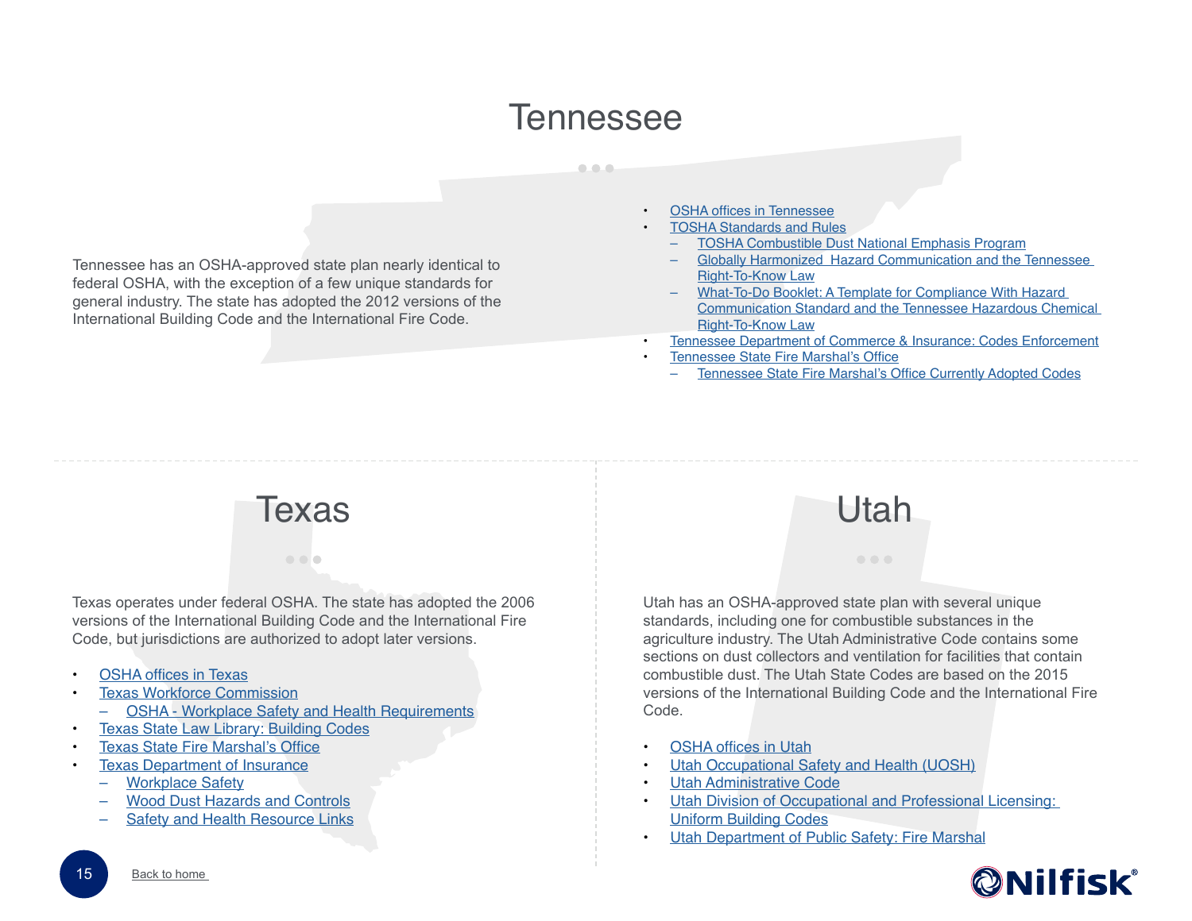# Tennessee

Tennessee has an OSHA-approved state plan nearly identical to federal OSHA, with the exception of a few unique standards for general industry. The state has adopted the 2012 versions of the International Building Code and the International Fire Code.

- OSHA offices in Tennessee
- TOSHA Standards and Rules
  - TOSHA Combustible Dust National Emphasis Program
  - Globally Harmonized Hazard Communication and the Tennessee Right-To-Know Law
  - What-To-Do Booklet: A Template for Compliance With Hazard Communication Standard and the Tennessee Hazardous Chemical Right-To-Know Law
- Tennessee Department of Commerce & Insurance: Codes Enforcement
- Tennessee State Fire Marshal's Office
  - Tennessee State Fire Marshal's Office Currently Adopted Codes

# Texas

Texas operates under federal OSHA. The state has adopted the 2006 versions of the International Building Code and the International Fire Code, but jurisdictions are authorized to adopt later versions.

- OSHA offices in Texas
- Texas Workforce Commission
  - OSHA - Workplace Safety and Health Requirements
- Texas State Law Library: Building Codes
- Texas State Fire Marshal's Office
- Texas Department of Insurance
  - Workplace Safety
  - Wood Dust Hazards and Controls
  - Safety and Health Resource Links

# Utah

Utah has an OSHA-approved state plan with several unique standards, including one for combustible substances in the agriculture industry. The Utah Administrative Code contains some sections on dust collectors and ventilation for facilities that contain combustible dust. The Utah State Codes are based on the 2015 versions of the International Building Code and the International Fire Code.

- OSHA offices in Utah
- Utah Occupational Safety and Health (UOSH)
- Utah Administrative Code
- Utah Division of Occupational and Professional Licensing: Uniform Building Codes
- Utah Department of Public Safety: Fire Marshal

Back to home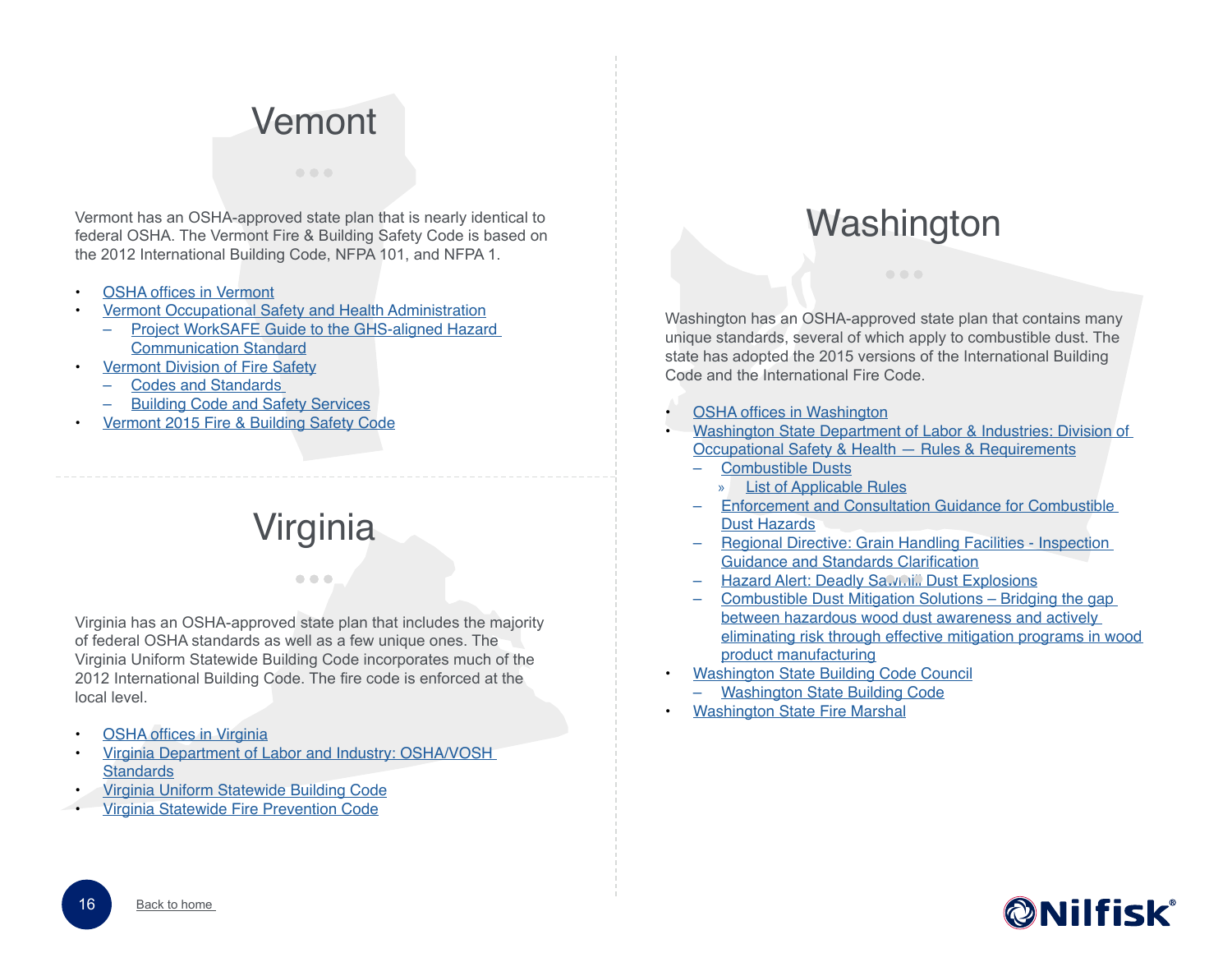# Vemont

Vermont has an OSHA-approved state plan that is nearly identical to federal OSHA. The Vermont Fire & Building Safety Code is based on the 2012 International Building Code, NFPA 101, and NFPA 1.

- OSHA offices in Vermont
- Vermont Occupational Safety and Health Administration
  - Project WorkSAFE Guide to the GHS-aligned Hazard Communication Standard
- Vermont Division of Fire Safety
  - Codes and Standards
  - Building Code and Safety Services
- Vermont 2015 Fire & Building Safety Code

# Virginia

Virginia has an OSHA-approved state plan that includes the majority of federal OSHA standards as well as a few unique ones. The Virginia Uniform Statewide Building Code incorporates much of the 2012 International Building Code. The fire code is enforced at the local level.

- OSHA offices in Virginia
- Virginia Department of Labor and Industry: OSHA/VOSH Standards
- Virginia Uniform Statewide Building Code
- Virginia Statewide Fire Prevention Code

# Washington

Washington has an OSHA-approved state plan that contains many unique standards, several of which apply to combustible dust. The state has adopted the 2015 versions of the International Building Code and the International Fire Code.

- OSHA offices in Washington
- Washington State Department of Labor & Industries: Division of Occupational Safety & Health — Rules & Requirements
  - Combustible Dusts
    - List of Applicable Rules
  - Enforcement and Consultation Guidance for Combustible Dust Hazards
  - Regional Directive: Grain Handling Facilities - Inspection Guidance and Standards Clarification
  - Hazard Alert: Deadly Sawmill Dust Explosions
  - Combustible Dust Mitigation Solutions – Bridging the gap between hazardous wood dust awareness and actively eliminating risk through effective mitigation programs in wood product manufacturing
- Washington State Building Code Council
  - Washington State Building Code
- Washington State Fire Marshal

Back to home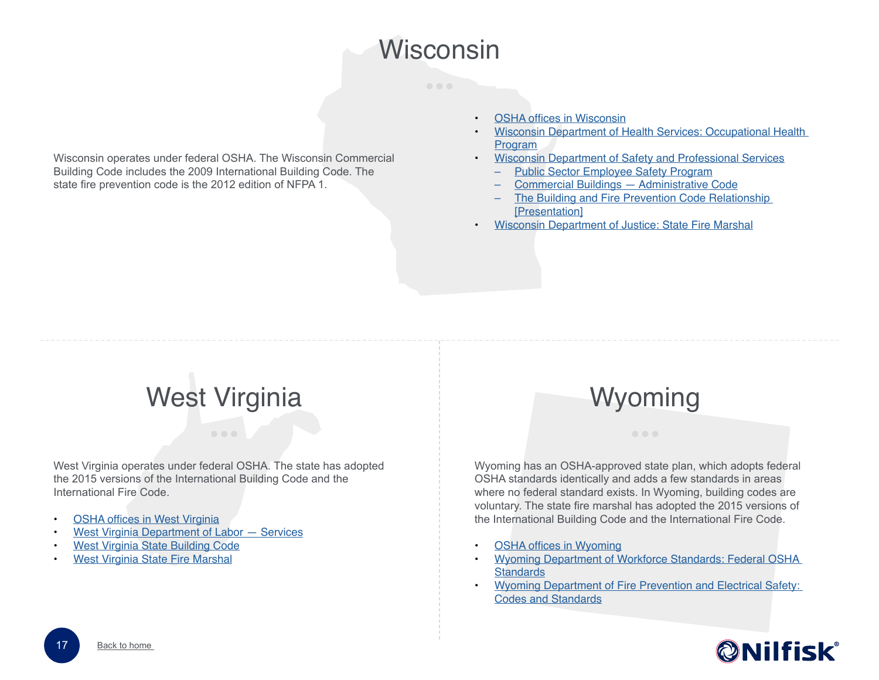# Wisconsin

Wisconsin operates under federal OSHA. The Wisconsin Commercial Building Code includes the 2009 International Building Code. The state fire prevention code is the 2012 edition of NFPA 1.

- OSHA offices in Wisconsin
- Wisconsin Department of Health Services: Occupational Health Program
- Wisconsin Department of Safety and Professional Services
  - Public Sector Employee Safety Program
  - Commercial Buildings — Administrative Code
  - The Building and Fire Prevention Code Relationship [Presentation]
- Wisconsin Department of Justice: State Fire Marshal

# West Virginia

West Virginia operates under federal OSHA. The state has adopted the 2015 versions of the International Building Code and the International Fire Code.

- OSHA offices in West Virginia
- West Virginia Department of Labor — Services
- West Virginia State Building Code
- West Virginia State Fire Marshal

# Wyoming

Wyoming has an OSHA-approved state plan, which adopts federal OSHA standards identically and adds a few standards in areas where no federal standard exists. In Wyoming, building codes are voluntary. The state fire marshal has adopted the 2015 versions of the International Building Code and the International Fire Code.

- OSHA offices in Wyoming
- Wyoming Department of Workforce Standards: Federal OSHA Standards
- Wyoming Department of Fire Prevention and Electrical Safety: Codes and Standards

Back to home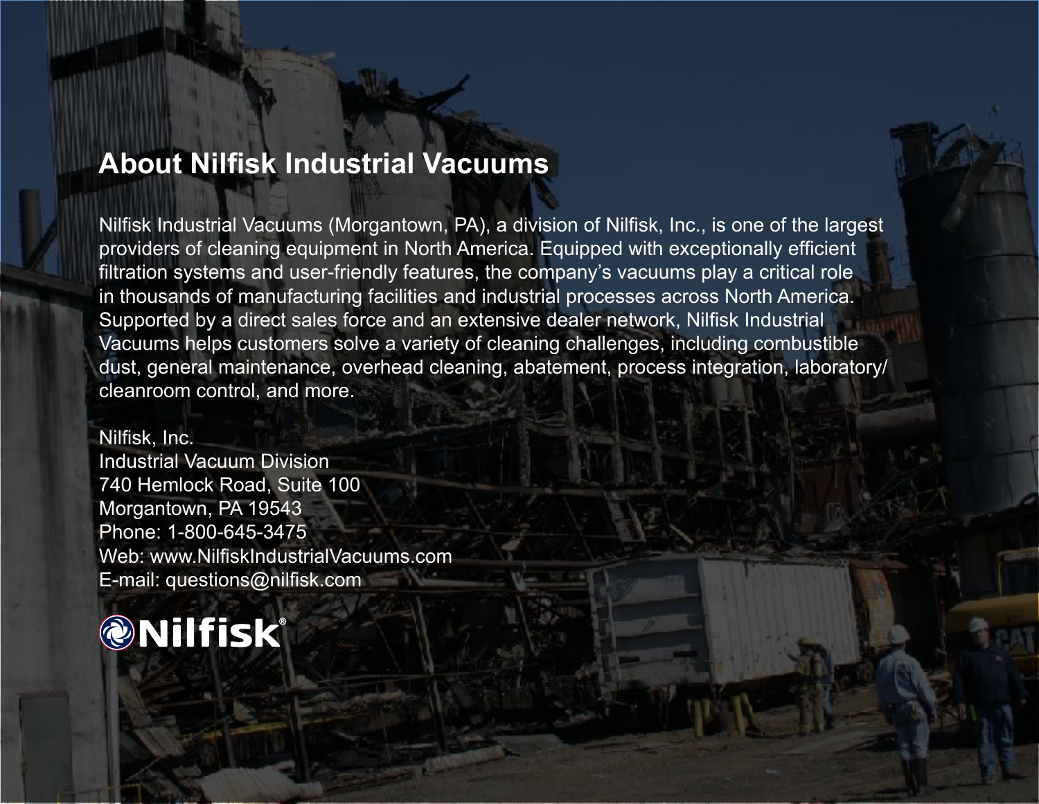## About Nilfisk Industrial Vacuums

Nilfisk Industrial Vacuums (Morgantown, PA), a division of Nilfisk, Inc., is one of the largest providers of cleaning equipment in North America. Equipped with exceptionally efficient filtration systems and user-friendly features, the company's vacuums play a critical role in thousands of manufacturing facilities and industrial processes across North America. Supported by a direct sales force and an extensive dealer network, Nilfisk Industrial Vacuums helps customers solve a variety of cleaning challenges, including combustible dust, general maintenance, overhead cleaning, abatement, process integration, laboratory/cleanroom control, and more.

Nilfisk, Inc.
Industrial Vacuum Division
740 Hemlock Road, Suite 100
Morgantown, PA 19543
Phone: 1-800-645-3475
Web: www.NilfiskIndustrialVacuums.com
E-mail: questions@nilfisk.com

Nilfisk®